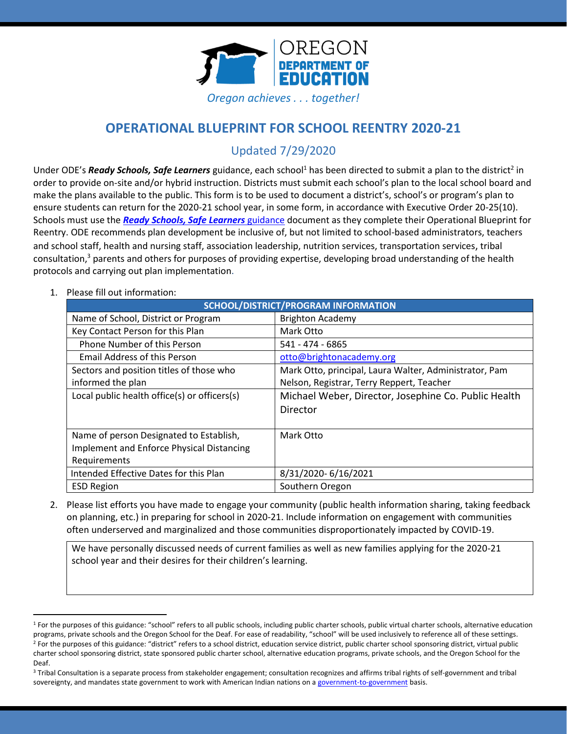OREGON
DEPARTMENT OF
EDUCATION

*Oregon achieves . . . together!*

# OPERATIONAL BLUEPRINT FOR SCHOOL REENTRY 2020-21

## Updated 7/29/2020

Under ODE's ***Ready Schools, Safe Learners*** guidance, each school[1] has been directed to submit a plan to the district[2] in order to provide on-site and/or hybrid instruction. Districts must submit each school's plan to the local school board and make the plans available to the public. This form is to be used to document a district's, school's or program's plan to ensure students can return for the 2020-21 school year, in some form, in accordance with Executive Order 20-25(10). Schools must use the ***Ready Schools, Safe Learners*** guidance document as they complete their Operational Blueprint for Reentry. ODE recommends plan development be inclusive of, but not limited to school-based administrators, teachers and school staff, health and nursing staff, association leadership, nutrition services, transportation services, tribal consultation,[3] parents and others for purposes of providing expertise, developing broad understanding of the health protocols and carrying out plan implementation.

1. Please fill out information:

| SCHOOL/DISTRICT/PROGRAM INFORMATION | |
|---|---|
| Name of School, District or Program | Brighton Academy |
| Key Contact Person for this Plan | Mark Otto |
| Phone Number of this Person | 541 - 474 - 6865 |
| Email Address of this Person | otto@brightonacademy.org |
| Sectors and position titles of those who informed the plan | Mark Otto, principal, Laura Walter, Administrator, Pam Nelson, Registrar, Terry Reppert, Teacher |
| Local public health office(s) or officers(s) | Michael Weber, Director, Josephine Co. Public Health Director |
| Name of person Designated to Establish, Implement and Enforce Physical Distancing Requirements | Mark Otto |
| Intended Effective Dates for this Plan | 8/31/2020- 6/16/2021 |
| ESD Region | Southern Oregon |

2. Please list efforts you have made to engage your community (public health information sharing, taking feedback on planning, etc.) in preparing for school in 2020-21. Include information on engagement with communities often underserved and marginalized and those communities disproportionately impacted by COVID-19.

| We have personally discussed needs of current families as well as new families applying for the 2020-21 school year and their desires for their children's learning. |
|---|

[1] For the purposes of this guidance: "school" refers to all public schools, including public charter schools, public virtual charter schools, alternative education programs, private schools and the Oregon School for the Deaf. For ease of readability, "school" will be used inclusively to reference all of these settings.

[2] For the purposes of this guidance: "district" refers to a school district, education service district, public charter school sponsoring district, virtual public charter school sponsoring district, state sponsored public charter school, alternative education programs, private schools, and the Oregon School for the Deaf.

[3] Tribal Consultation is a separate process from stakeholder engagement; consultation recognizes and affirms tribal rights of self-government and tribal sovereignty, and mandates state government to work with American Indian nations on a government-to-government basis.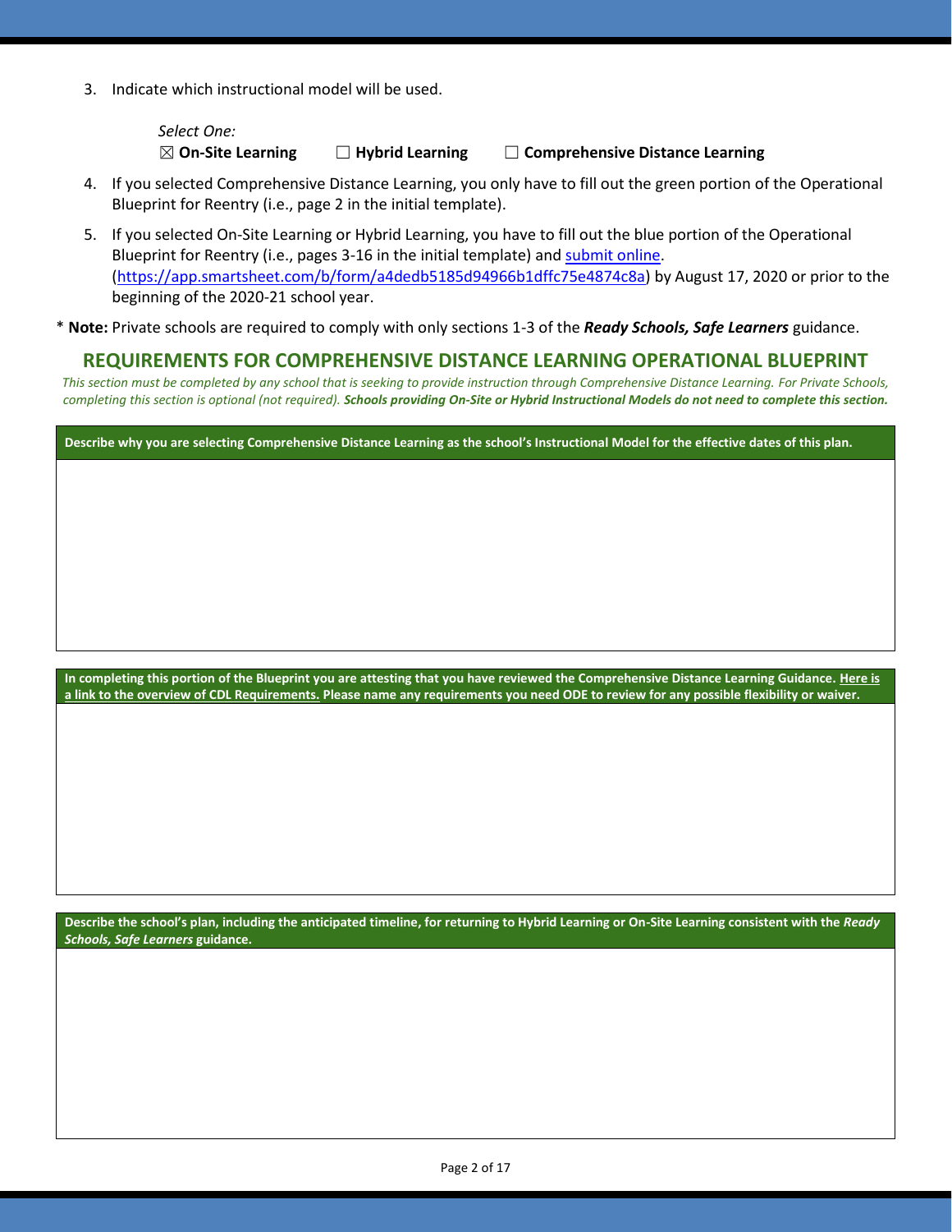3. Indicate which instructional model will be used.

   *Select One:*
   ☒ **On-Site Learning** ☐ **Hybrid Learning** ☐ **Comprehensive Distance Learning**

4. If you selected Comprehensive Distance Learning, you only have to fill out the green portion of the Operational Blueprint for Reentry (i.e., page 2 in the initial template).
5. If you selected On-Site Learning or Hybrid Learning, you have to fill out the blue portion of the Operational Blueprint for Reentry (i.e., pages 3-16 in the initial template) and [submit online](https://app.smartsheet.com/b/form/a4dedb5185d94966b1dffc75e4874c8a). (https://app.smartsheet.com/b/form/a4dedb5185d94966b1dffc75e4874c8a) by August 17, 2020 or prior to the beginning of the 2020-21 school year.

\* **Note:** Private schools are required to comply with only sections 1-3 of the ***Ready Schools, Safe Learners*** guidance.

## REQUIREMENTS FOR COMPREHENSIVE DISTANCE LEARNING OPERATIONAL BLUEPRINT

*This section must be completed by any school that is seeking to provide instruction through Comprehensive Distance Learning. For Private Schools, completing this section is optional (not required).* ***Schools providing On-Site or Hybrid Instructional Models do not need to complete this section.***

| **Describe why you are selecting Comprehensive Distance Learning as the school's Instructional Model for the effective dates of this plan.** |
|---|
| |

| **In completing this portion of the Blueprint you are attesting that you have reviewed the Comprehensive Distance Learning Guidance. Here is a link to the overview of CDL Requirements. Please name any requirements you need ODE to review for any possible flexibility or waiver.** |
|---|
| |

| **Describe the school's plan, including the anticipated timeline, for returning to Hybrid Learning or On-Site Learning consistent with the *Ready Schools, Safe Learners* guidance.** |
|---|
| |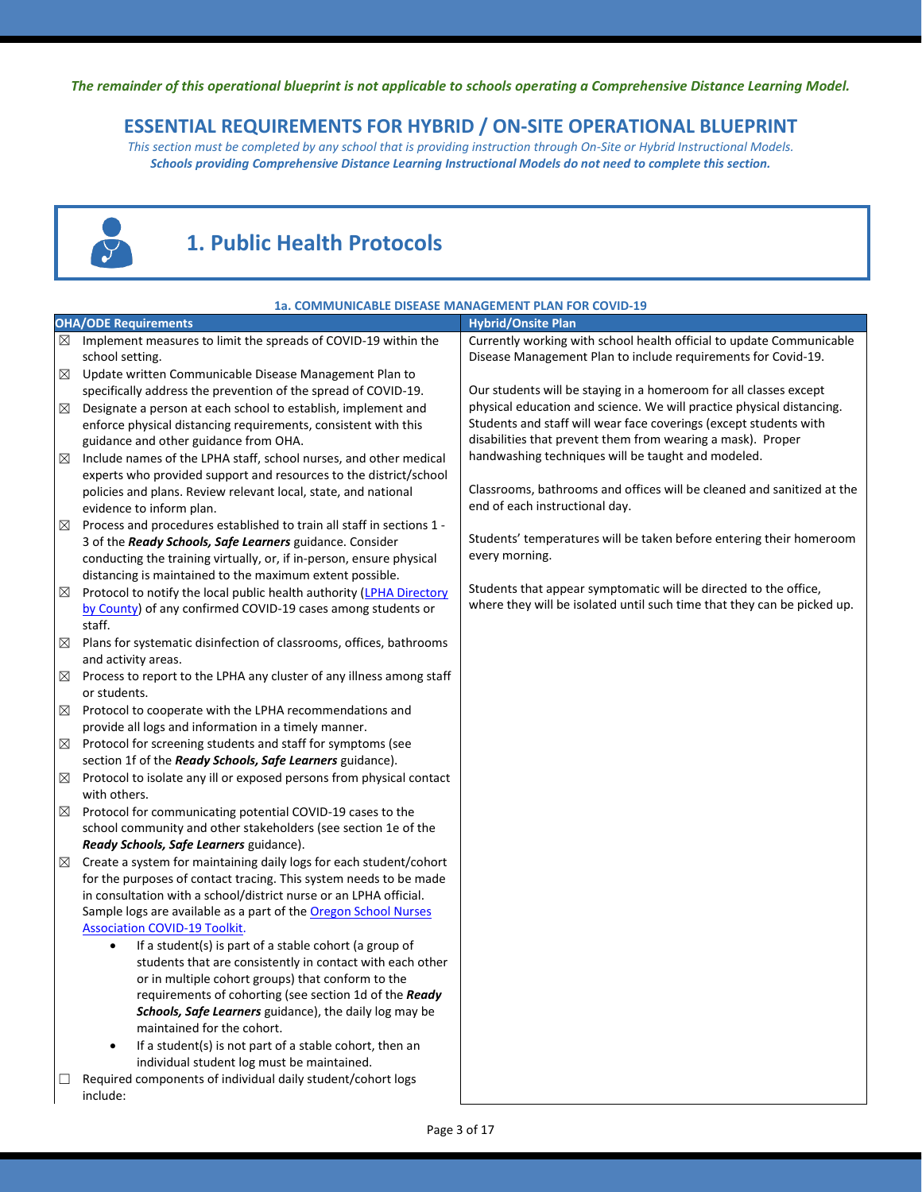*The remainder of this operational blueprint is not applicable to schools operating a Comprehensive Distance Learning Model.*

## ESSENTIAL REQUIREMENTS FOR HYBRID / ON-SITE OPERATIONAL BLUEPRINT

*This section must be completed by any school that is providing instruction through On-Site or Hybrid Instructional Models.*
***Schools providing Comprehensive Distance Learning Instructional Models do not need to complete this section.***

# 1. Public Health Protocols

### 1a. COMMUNICABLE DISEASE MANAGEMENT PLAN FOR COVID-19

| OHA/ODE Requirements | Hybrid/Onsite Plan |
|---|---|
| ☒ Implement measures to limit the spreads of COVID-19 within the school setting.<br>☒ Update written Communicable Disease Management Plan to specifically address the prevention of the spread of COVID-19.<br>☒ Designate a person at each school to establish, implement and enforce physical distancing requirements, consistent with this guidance and other guidance from OHA.<br>☒ Include names of the LPHA staff, school nurses, and other medical experts who provided support and resources to the district/school policies and plans. Review relevant local, state, and national evidence to inform plan.<br>☒ Process and procedures established to train all staff in sections 1 - 3 of the ***Ready Schools, Safe Learners*** guidance. Consider conducting the training virtually, or, if in-person, ensure physical distancing is maintained to the maximum extent possible.<br>☒ Protocol to notify the local public health authority (LPHA Directory by County) of any confirmed COVID-19 cases among students or staff.<br>☒ Plans for systematic disinfection of classrooms, offices, bathrooms and activity areas.<br>☒ Process to report to the LPHA any cluster of any illness among staff or students.<br>☒ Protocol to cooperate with the LPHA recommendations and provide all logs and information in a timely manner.<br>☒ Protocol for screening students and staff for symptoms (see section 1f of the ***Ready Schools, Safe Learners*** guidance).<br>☒ Protocol to isolate any ill or exposed persons from physical contact with others.<br>☒ Protocol for communicating potential COVID-19 cases to the school community and other stakeholders (see section 1e of the ***Ready Schools, Safe Learners*** guidance).<br>☒ Create a system for maintaining daily logs for each student/cohort for the purposes of contact tracing. This system needs to be made in consultation with a school/district nurse or an LPHA official. Sample logs are available as a part of the Oregon School Nurses Association COVID-19 Toolkit.<br>• If a student(s) is part of a stable cohort (a group of students that are consistently in contact with each other or in multiple cohort groups) that conform to the requirements of cohorting (see section 1d of the ***Ready Schools, Safe Learners*** guidance), the daily log may be maintained for the cohort.<br>• If a student(s) is not part of a stable cohort, then an individual student log must be maintained.<br>☐ Required components of individual daily student/cohort logs include: | Currently working with school health official to update Communicable Disease Management Plan to include requirements for Covid-19.<br><br>Our students will be staying in a homeroom for all classes except physical education and science. We will practice physical distancing. Students and staff will wear face coverings (except students with disabilities that prevent them from wearing a mask). Proper handwashing techniques will be taught and modeled.<br><br>Classrooms, bathrooms and offices will be cleaned and sanitized at the end of each instructional day.<br><br>Students' temperatures will be taken before entering their homeroom every morning.<br><br>Students that appear symptomatic will be directed to the office, where they will be isolated until such time that they can be picked up. |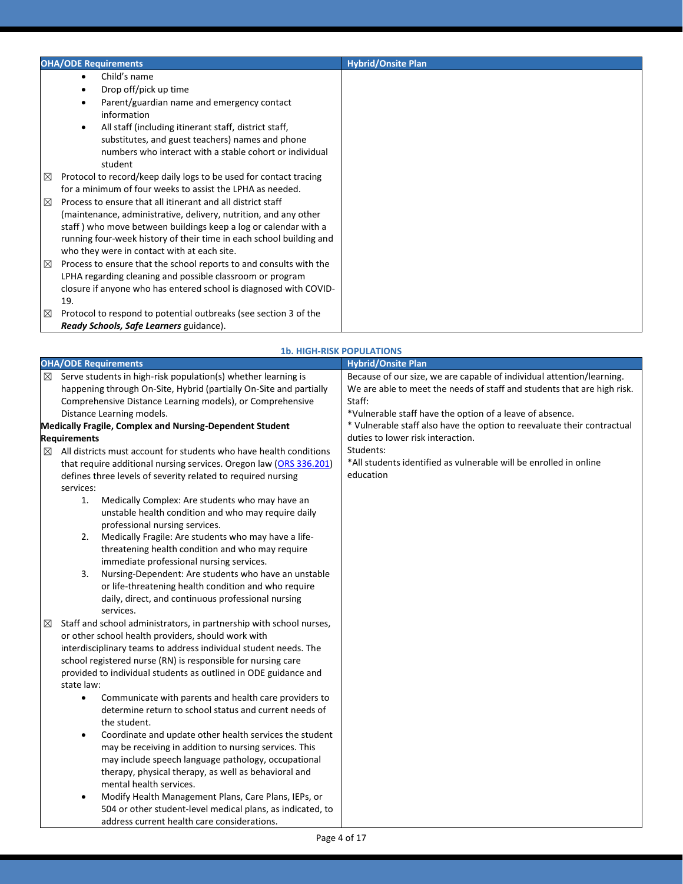| OHA/ODE Requirements | Hybrid/Onsite Plan |
|---|---|
| • Child's name<br>• Drop off/pick up time<br>• Parent/guardian name and emergency contact information<br>• All staff (including itinerant staff, district staff, substitutes, and guest teachers) names and phone numbers who interact with a stable cohort or individual student<br>☒ Protocol to record/keep daily logs to be used for contact tracing for a minimum of four weeks to assist the LPHA as needed.<br>☒ Process to ensure that all itinerant and all district staff (maintenance, administrative, delivery, nutrition, and any other staff ) who move between buildings keep a log or calendar with a running four-week history of their time in each school building and who they were in contact with at each site.<br>☒ Process to ensure that the school reports to and consults with the LPHA regarding cleaning and possible classroom or program closure if anyone who has entered school is diagnosed with COVID-19.<br>☒ Protocol to respond to potential outbreaks (see section 3 of the ***Ready Schools, Safe Learners*** guidance). | |

## 1b. HIGH-RISK POPULATIONS

| OHA/ODE Requirements | Hybrid/Onsite Plan |
|---|---|
| ☒ Serve students in high-risk population(s) whether learning is happening through On-Site, Hybrid (partially On-Site and partially Comprehensive Distance Learning models), or Comprehensive Distance Learning models.<br>**Medically Fragile, Complex and Nursing-Dependent Student Requirements**<br>☒ All districts must account for students who have health conditions that require additional nursing services. Oregon law ([ORS 336.201](ORS 336.201)) defines three levels of severity related to required nursing services:<br>1. Medically Complex: Are students who may have an unstable health condition and who may require daily professional nursing services.<br>2. Medically Fragile: Are students who may have a life-threatening health condition and who may require immediate professional nursing services.<br>3. Nursing-Dependent: Are students who have an unstable or life-threatening health condition and who require daily, direct, and continuous professional nursing services.<br>☒ Staff and school administrators, in partnership with school nurses, or other school health providers, should work with interdisciplinary teams to address individual student needs. The school registered nurse (RN) is responsible for nursing care provided to individual students as outlined in ODE guidance and state law:<br>• Communicate with parents and health care providers to determine return to school status and current needs of the student.<br>• Coordinate and update other health services the student may be receiving in addition to nursing services. This may include speech language pathology, occupational therapy, physical therapy, as well as behavioral and mental health services.<br>• Modify Health Management Plans, Care Plans, IEPs, or 504 or other student-level medical plans, as indicated, to address current health care considerations. | Because of our size, we are capable of individual attention/learning. We are able to meet the needs of staff and students that are high risk.<br>Staff:<br>*Vulnerable staff have the option of a leave of absence.<br>* Vulnerable staff also have the option to reevaluate their contractual duties to lower risk interaction.<br>Students:<br>*All students identified as vulnerable will be enrolled in online education |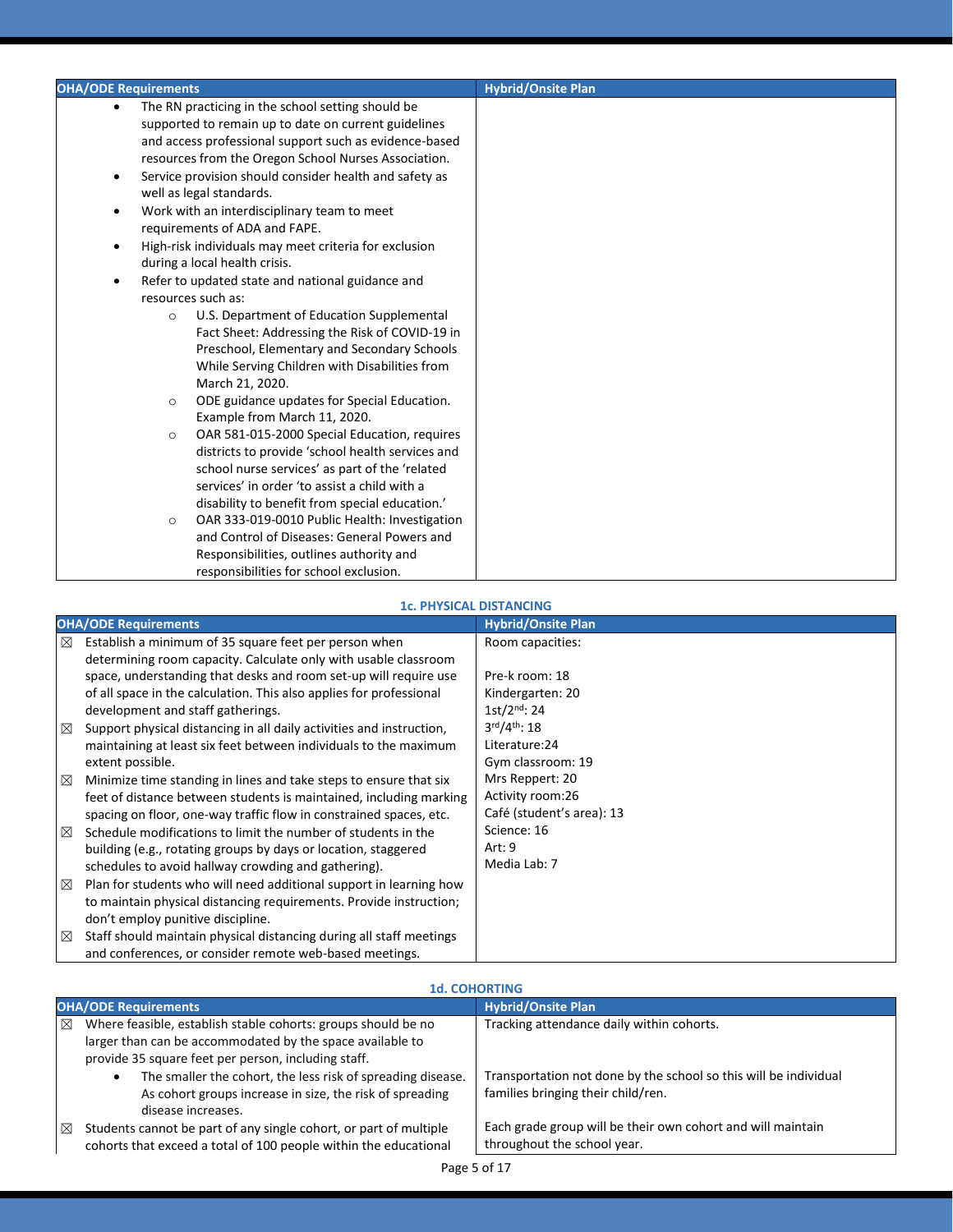| OHA/ODE Requirements | Hybrid/Onsite Plan |
|---|---|
| • The RN practicing in the school setting should be supported to remain up to date on current guidelines and access professional support such as evidence-based resources from the Oregon School Nurses Association.<br>• Service provision should consider health and safety as well as legal standards.<br>• Work with an interdisciplinary team to meet requirements of ADA and FAPE.<br>• High-risk individuals may meet criteria for exclusion during a local health crisis.<br>• Refer to updated state and national guidance and resources such as:<br>  ○ U.S. Department of Education Supplemental Fact Sheet: Addressing the Risk of COVID-19 in Preschool, Elementary and Secondary Schools While Serving Children with Disabilities from March 21, 2020.<br>  ○ ODE guidance updates for Special Education. Example from March 11, 2020.<br>  ○ OAR 581-015-2000 Special Education, requires districts to provide 'school health services and school nurse services' as part of the 'related services' in order 'to assist a child with a disability to benefit from special education.'<br>  ○ OAR 333-019-0010 Public Health: Investigation and Control of Diseases: General Powers and Responsibilities, outlines authority and responsibilities for school exclusion. | |

## 1c. PHYSICAL DISTANCING

| OHA/ODE Requirements | Hybrid/Onsite Plan |
|---|---|
| ☒ Establish a minimum of 35 square feet per person when determining room capacity. Calculate only with usable classroom space, understanding that desks and room set-up will require use of all space in the calculation. This also applies for professional development and staff gatherings.<br>☒ Support physical distancing in all daily activities and instruction, maintaining at least six feet between individuals to the maximum extent possible.<br>☒ Minimize time standing in lines and take steps to ensure that six feet of distance between students is maintained, including marking spacing on floor, one-way traffic flow in constrained spaces, etc.<br>☒ Schedule modifications to limit the number of students in the building (e.g., rotating groups by days or location, staggered schedules to avoid hallway crowding and gathering).<br>☒ Plan for students who will need additional support in learning how to maintain physical distancing requirements. Provide instruction; don't employ punitive discipline.<br>☒ Staff should maintain physical distancing during all staff meetings and conferences, or consider remote web-based meetings. | Room capacities:<br><br>Pre-k room: 18<br>Kindergarten: 20<br>1st/2nd: 24<br>3rd/4th: 18<br>Literature:24<br>Gym classroom: 19<br>Mrs Reppert: 20<br>Activity room:26<br>Café (student's area): 13<br>Science: 16<br>Art: 9<br>Media Lab: 7 |

## 1d. COHORTING

| OHA/ODE Requirements | Hybrid/Onsite Plan |
|---|---|
| ☒ Where feasible, establish stable cohorts: groups should be no larger than can be accommodated by the space available to provide 35 square feet per person, including staff.<br>• The smaller the cohort, the less risk of spreading disease. As cohort groups increase in size, the risk of spreading disease increases.<br>☒ Students cannot be part of any single cohort, or part of multiple cohorts that exceed a total of 100 people within the educational | Tracking attendance daily within cohorts.<br><br>Transportation not done by the school so this will be individual families bringing their child/ren.<br><br>Each grade group will be their own cohort and will maintain throughout the school year. |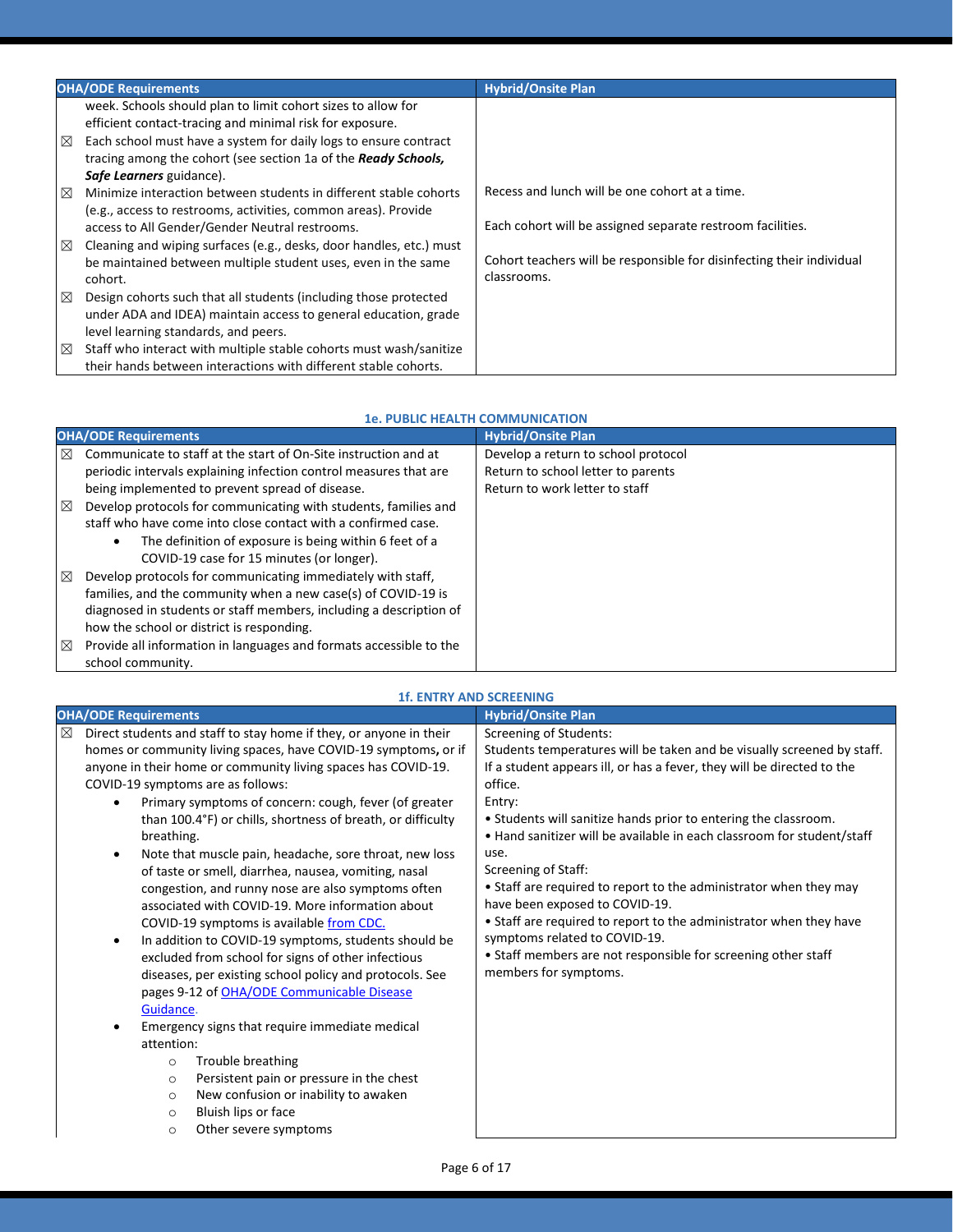| OHA/ODE Requirements | Hybrid/Onsite Plan |
|---|---|
| week. Schools should plan to limit cohort sizes to allow for efficient contact-tracing and minimal risk for exposure.<br>☒ Each school must have a system for daily logs to ensure contract tracing among the cohort (see section 1a of the ***Ready Schools, Safe Learners*** guidance).<br>☒ Minimize interaction between students in different stable cohorts (e.g., access to restrooms, activities, common areas). Provide access to All Gender/Gender Neutral restrooms.<br>☒ Cleaning and wiping surfaces (e.g., desks, door handles, etc.) must be maintained between multiple student uses, even in the same cohort.<br>☒ Design cohorts such that all students (including those protected under ADA and IDEA) maintain access to general education, grade level learning standards, and peers.<br>☒ Staff who interact with multiple stable cohorts must wash/sanitize their hands between interactions with different stable cohorts. | Recess and lunch will be one cohort at a time.<br><br>Each cohort will be assigned separate restroom facilities.<br><br>Cohort teachers will be responsible for disinfecting their individual classrooms. |

### 1e. PUBLIC HEALTH COMMUNICATION

| OHA/ODE Requirements | Hybrid/Onsite Plan |
|---|---|
| ☒ Communicate to staff at the start of On-Site instruction and at periodic intervals explaining infection control measures that are being implemented to prevent spread of disease.<br>☒ Develop protocols for communicating with students, families and staff who have come into close contact with a confirmed case.<br>• The definition of exposure is being within 6 feet of a COVID-19 case for 15 minutes (or longer).<br>☒ Develop protocols for communicating immediately with staff, families, and the community when a new case(s) of COVID-19 is diagnosed in students or staff members, including a description of how the school or district is responding.<br>☒ Provide all information in languages and formats accessible to the school community. | Develop a return to school protocol<br>Return to school letter to parents<br>Return to work letter to staff |

### 1f. ENTRY AND SCREENING

| OHA/ODE Requirements | Hybrid/Onsite Plan |
|---|---|
| ☒ Direct students and staff to stay home if they, or anyone in their homes or community living spaces, have COVID-19 symptoms, or if anyone in their home or community living spaces has COVID-19. COVID-19 symptoms are as follows:<br>• Primary symptoms of concern: cough, fever (of greater than 100.4°F) or chills, shortness of breath, or difficulty breathing.<br>• Note that muscle pain, headache, sore throat, new loss of taste or smell, diarrhea, nausea, vomiting, nasal congestion, and runny nose are also symptoms often associated with COVID-19. More information about COVID-19 symptoms is available [from CDC.](https://www.cdc.gov/coronavirus/2019-ncov/symptoms-testing/symptoms.html)<br>• In addition to COVID-19 symptoms, students should be excluded from school for signs of other infectious diseases, per existing school policy and protocols. See pages 9-12 of [OHA/ODE Communicable Disease Guidance.](https://www.oregon.gov/ode/students-and-family/healthsafety/Documents/commdisease.pdf)<br>• Emergency signs that require immediate medical attention:<br>  ○ Trouble breathing<br>  ○ Persistent pain or pressure in the chest<br>  ○ New confusion or inability to awaken<br>  ○ Bluish lips or face<br>  ○ Other severe symptoms | Screening of Students:<br>Students temperatures will be taken and be visually screened by staff. If a student appears ill, or has a fever, they will be directed to the office.<br>Entry:<br>• Students will sanitize hands prior to entering the classroom.<br>• Hand sanitizer will be available in each classroom for student/staff use.<br>Screening of Staff:<br>• Staff are required to report to the administrator when they may have been exposed to COVID-19.<br>• Staff are required to report to the administrator when they have symptoms related to COVID-19.<br>• Staff members are not responsible for screening other staff members for symptoms. |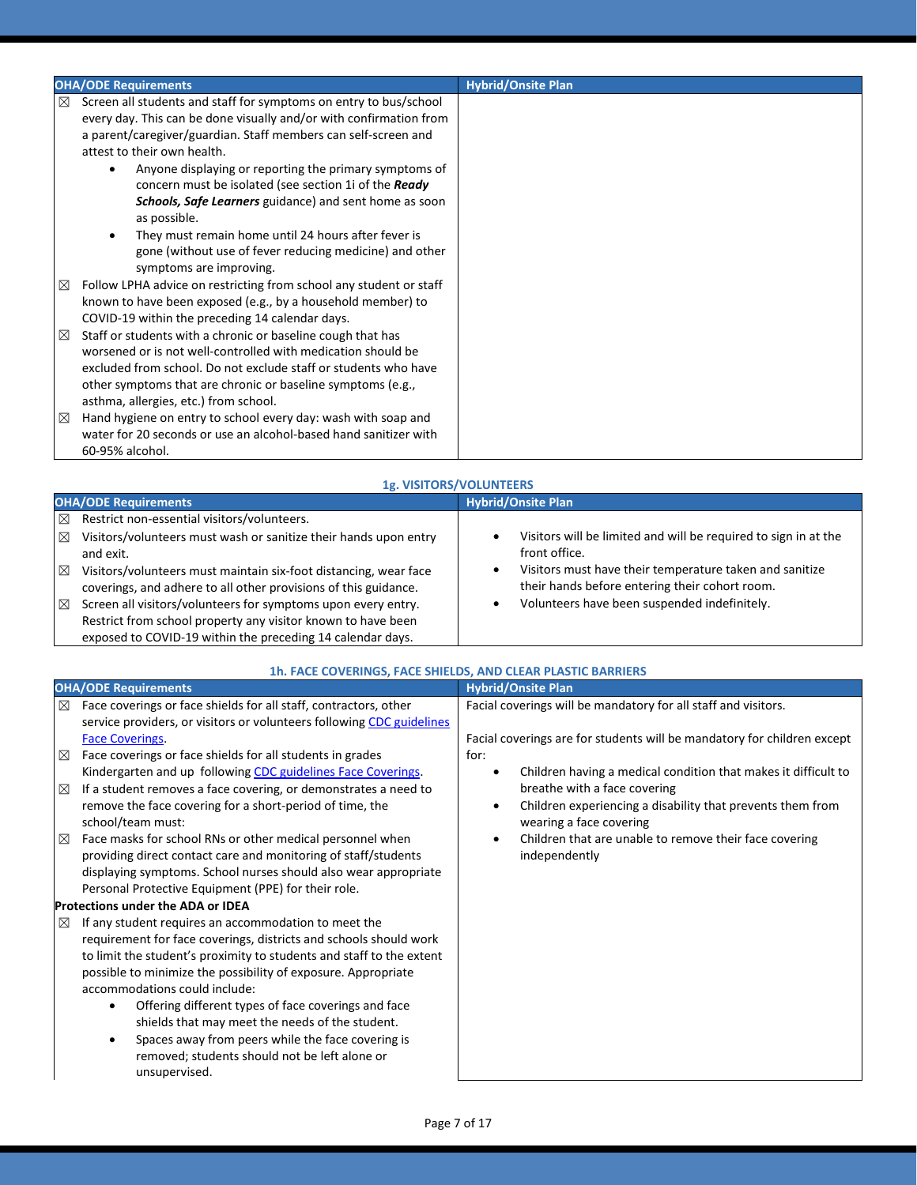| OHA/ODE Requirements | Hybrid/Onsite Plan |
|---|---|
| ☒ Screen all students and staff for symptoms on entry to bus/school every day. This can be done visually and/or with confirmation from a parent/caregiver/guardian. Staff members can self-screen and attest to their own health.<br>• Anyone displaying or reporting the primary symptoms of concern must be isolated (see section 1i of the ***Ready Schools, Safe Learners*** guidance) and sent home as soon as possible.<br>• They must remain home until 24 hours after fever is gone (without use of fever reducing medicine) and other symptoms are improving. | |
| ☒ Follow LPHA advice on restricting from school any student or staff known to have been exposed (e.g., by a household member) to COVID-19 within the preceding 14 calendar days. | |
| ☒ Staff or students with a chronic or baseline cough that has worsened or is not well-controlled with medication should be excluded from school. Do not exclude staff or students who have other symptoms that are chronic or baseline symptoms (e.g., asthma, allergies, etc.) from school. | |
| ☒ Hand hygiene on entry to school every day: wash with soap and water for 20 seconds or use an alcohol-based hand sanitizer with 60-95% alcohol. | |

### 1g. VISITORS/VOLUNTEERS

| OHA/ODE Requirements | Hybrid/Onsite Plan |
|---|---|
| ☒ Restrict non-essential visitors/volunteers.<br>☒ Visitors/volunteers must wash or sanitize their hands upon entry and exit.<br>☒ Visitors/volunteers must maintain six-foot distancing, wear face coverings, and adhere to all other provisions of this guidance.<br>☒ Screen all visitors/volunteers for symptoms upon every entry. Restrict from school property any visitor known to have been exposed to COVID-19 within the preceding 14 calendar days. | • Visitors will be limited and will be required to sign in at the front office.<br>• Visitors must have their temperature taken and sanitize their hands before entering their cohort room.<br>• Volunteers have been suspended indefinitely. |

### 1h. FACE COVERINGS, FACE SHIELDS, AND CLEAR PLASTIC BARRIERS

| OHA/ODE Requirements | Hybrid/Onsite Plan |
|---|---|
| ☒ Face coverings or face shields for all staff, contractors, other service providers, or visitors or volunteers following [CDC guidelines Face Coverings](). | Facial coverings will be mandatory for all staff and visitors. |
| ☒ Face coverings or face shields for all students in grades Kindergarten and up following [CDC guidelines Face Coverings]().<br>☒ If a student removes a face covering, or demonstrates a need to remove the face covering for a short-period of time, the school/team must:<br>☒ Face masks for school RNs or other medical personnel when providing direct contact care and monitoring of staff/students displaying symptoms. School nurses should also wear appropriate Personal Protective Equipment (PPE) for their role.<br>**Protections under the ADA or IDEA**<br>☒ If any student requires an accommodation to meet the requirement for face coverings, districts and schools should work to limit the student's proximity to students and staff to the extent possible to minimize the possibility of exposure. Appropriate accommodations could include:<br>• Offering different types of face coverings and face shields that may meet the needs of the student.<br>• Spaces away from peers while the face covering is removed; students should not be left alone or unsupervised. | Facial coverings are for students will be mandatory for children except for:<br>• Children having a medical condition that makes it difficult to breathe with a face covering<br>• Children experiencing a disability that prevents them from wearing a face covering<br>• Children that are unable to remove their face covering independently |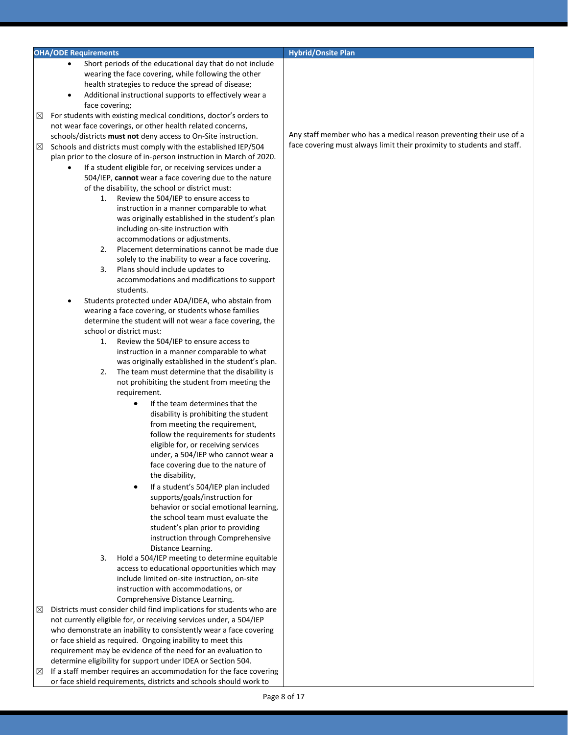| OHA/ODE Requirements | Hybrid/Onsite Plan |
|---|---|
| • Short periods of the educational day that do not include wearing the face covering, while following the other health strategies to reduce the spread of disease;<br>• Additional instructional supports to effectively wear a face covering;<br>☒ For students with existing medical conditions, doctor's orders to not wear face coverings, or other health related concerns, schools/districts **must not** deny access to On-Site instruction.<br>☒ Schools and districts must comply with the established IEP/504 plan prior to the closure of in-person instruction in March of 2020.<br>• If a student eligible for, or receiving services under a 504/IEP, **cannot** wear a face covering due to the nature of the disability, the school or district must:<br>1. Review the 504/IEP to ensure access to instruction in a manner comparable to what was originally established in the student's plan including on-site instruction with accommodations or adjustments.<br>2. Placement determinations cannot be made due solely to the inability to wear a face covering.<br>3. Plans should include updates to accommodations and modifications to support students.<br>• Students protected under ADA/IDEA, who abstain from wearing a face covering, or students whose families determine the student will not wear a face covering, the school or district must:<br>1. Review the 504/IEP to ensure access to instruction in a manner comparable to what was originally established in the student's plan.<br>2. The team must determine that the disability is not prohibiting the student from meeting the requirement.<br>• If the team determines that the disability is prohibiting the student from meeting the requirement, follow the requirements for students eligible for, or receiving services under, a 504/IEP who cannot wear a face covering due to the nature of the disability,<br>• If a student's 504/IEP plan included supports/goals/instruction for behavior or social emotional learning, the school team must evaluate the student's plan prior to providing instruction through Comprehensive Distance Learning.<br>3. Hold a 504/IEP meeting to determine equitable access to educational opportunities which may include limited on-site instruction, on-site instruction with accommodations, or Comprehensive Distance Learning.<br>☒ Districts must consider child find implications for students who are not currently eligible for, or receiving services under, a 504/IEP who demonstrate an inability to consistently wear a face covering or face shield as required. Ongoing inability to meet this requirement may be evidence of the need for an evaluation to determine eligibility for support under IDEA or Section 504.<br>☒ If a staff member requires an accommodation for the face covering or face shield requirements, districts and schools should work to | Any staff member who has a medical reason preventing their use of a face covering must always limit their proximity to students and staff. |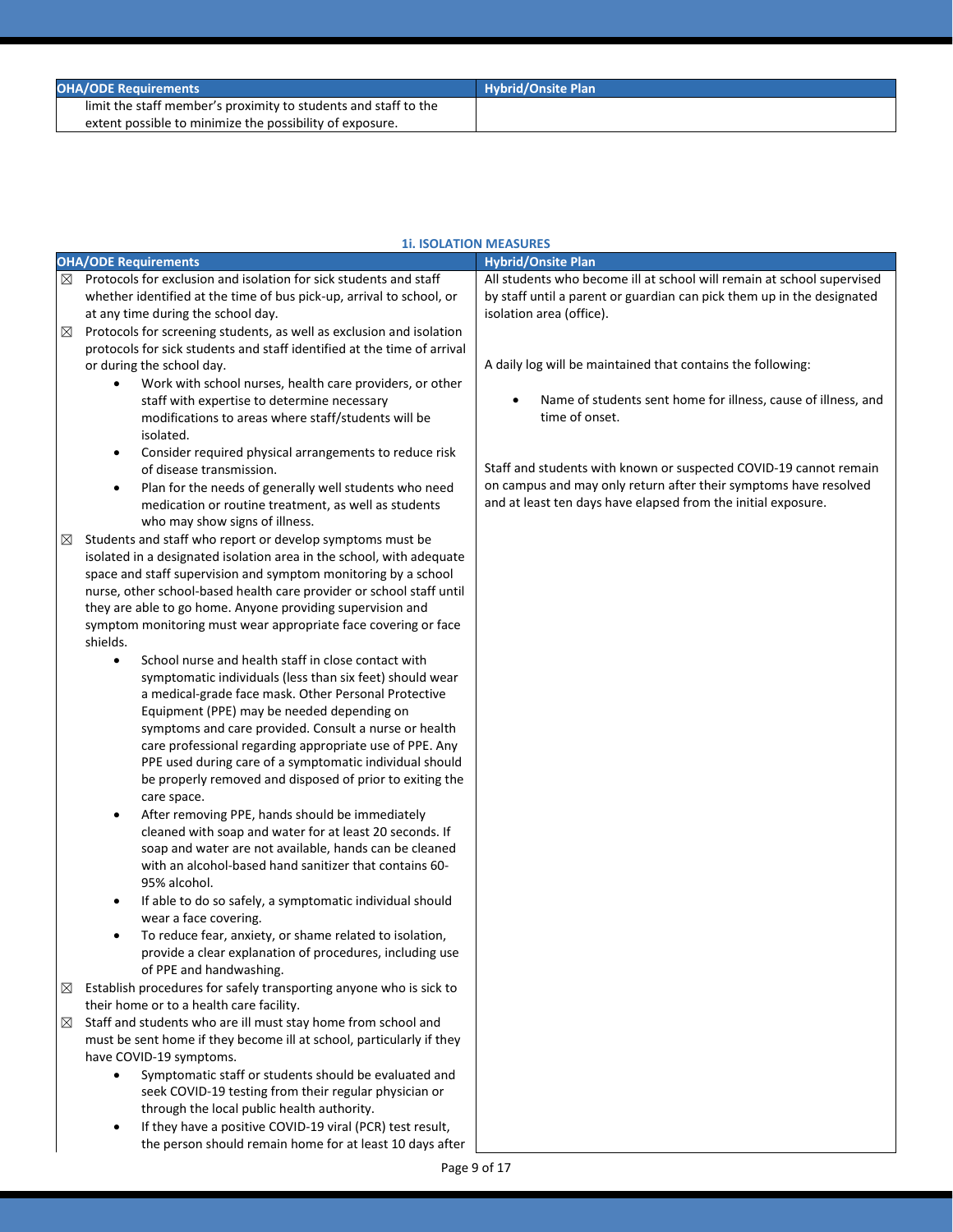| OHA/ODE Requirements | Hybrid/Onsite Plan |
|---|---|
| limit the staff member's proximity to students and staff to the extent possible to minimize the possibility of exposure. | |

### 1i. ISOLATION MEASURES

| OHA/ODE Requirements | Hybrid/Onsite Plan |
|---|---|
| ☒ Protocols for exclusion and isolation for sick students and staff whether identified at the time of bus pick-up, arrival to school, or at any time during the school day.<br>☒ Protocols for screening students, as well as exclusion and isolation protocols for sick students and staff identified at the time of arrival or during the school day.<br>• Work with school nurses, health care providers, or other staff with expertise to determine necessary modifications to areas where staff/students will be isolated.<br>• Consider required physical arrangements to reduce risk of disease transmission.<br>• Plan for the needs of generally well students who need medication or routine treatment, as well as students who may show signs of illness.<br>☒ Students and staff who report or develop symptoms must be isolated in a designated isolation area in the school, with adequate space and staff supervision and symptom monitoring by a school nurse, other school-based health care provider or school staff until they are able to go home. Anyone providing supervision and symptom monitoring must wear appropriate face covering or face shields.<br>• School nurse and health staff in close contact with symptomatic individuals (less than six feet) should wear a medical-grade face mask. Other Personal Protective Equipment (PPE) may be needed depending on symptoms and care provided. Consult a nurse or health care professional regarding appropriate use of PPE. Any PPE used during care of a symptomatic individual should be properly removed and disposed of prior to exiting the care space.<br>• After removing PPE, hands should be immediately cleaned with soap and water for at least 20 seconds. If soap and water are not available, hands can be cleaned with an alcohol-based hand sanitizer that contains 60-95% alcohol.<br>• If able to do so safely, a symptomatic individual should wear a face covering.<br>• To reduce fear, anxiety, or shame related to isolation, provide a clear explanation of procedures, including use of PPE and handwashing.<br>☒ Establish procedures for safely transporting anyone who is sick to their home or to a health care facility.<br>☒ Staff and students who are ill must stay home from school and must be sent home if they become ill at school, particularly if they have COVID-19 symptoms.<br>• Symptomatic staff or students should be evaluated and seek COVID-19 testing from their regular physician or through the local public health authority.<br>• If they have a positive COVID-19 viral (PCR) test result, the person should remain home for at least 10 days after | All students who become ill at school will remain at school supervised by staff until a parent or guardian can pick them up in the designated isolation area (office).<br><br>A daily log will be maintained that contains the following:<br><br>• Name of students sent home for illness, cause of illness, and time of onset.<br><br>Staff and students with known or suspected COVID-19 cannot remain on campus and may only return after their symptoms have resolved and at least ten days have elapsed from the initial exposure. |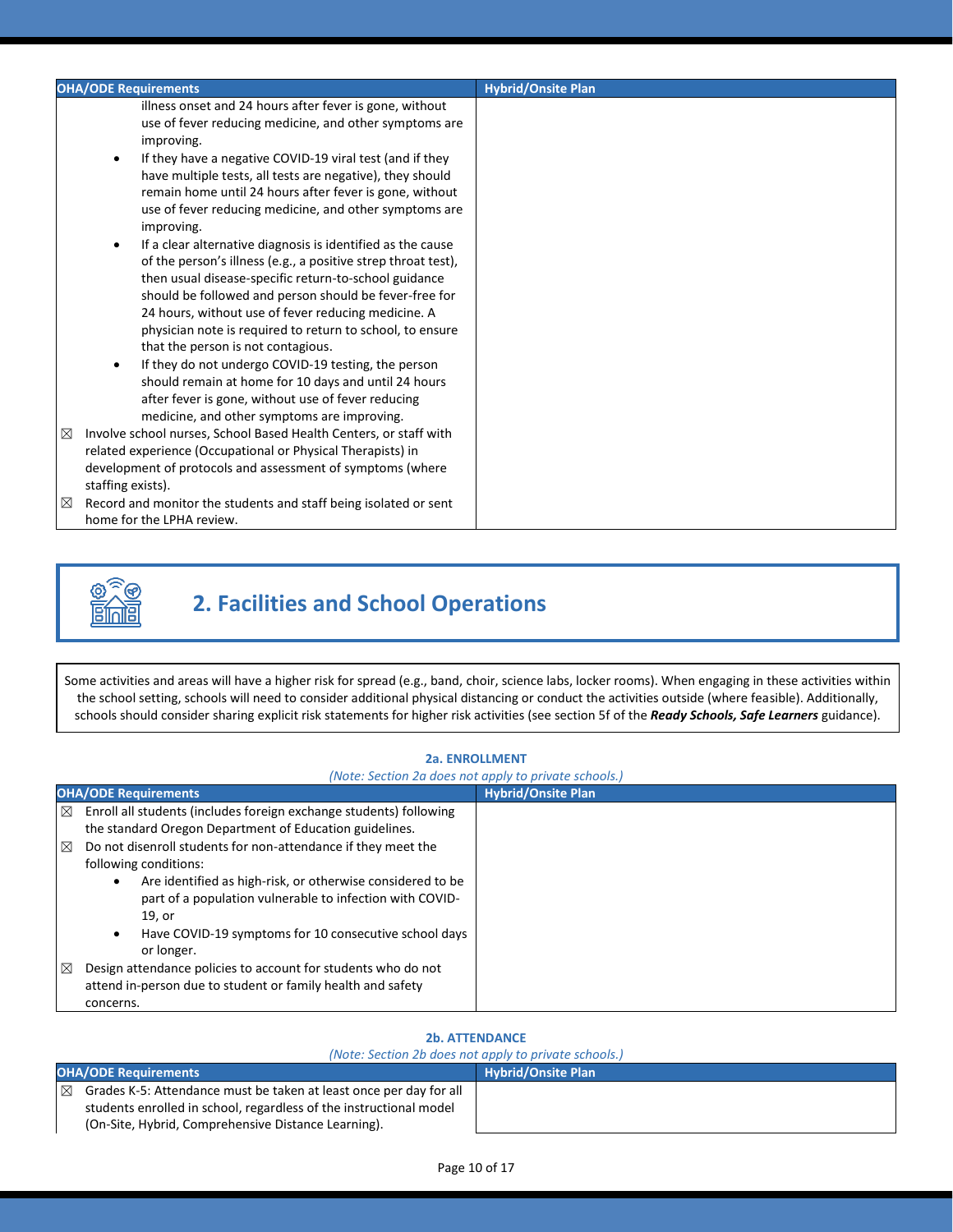| OHA/ODE Requirements | Hybrid/Onsite Plan |
|---|---|
| illness onset and 24 hours after fever is gone, without use of fever reducing medicine, and other symptoms are improving.<br>• If they have a negative COVID-19 viral test (and if they have multiple tests, all tests are negative), they should remain home until 24 hours after fever is gone, without use of fever reducing medicine, and other symptoms are improving.<br>• If a clear alternative diagnosis is identified as the cause of the person's illness (e.g., a positive strep throat test), then usual disease-specific return-to-school guidance should be followed and person should be fever-free for 24 hours, without use of fever reducing medicine. A physician note is required to return to school, to ensure that the person is not contagious.<br>• If they do not undergo COVID-19 testing, the person should remain at home for 10 days and until 24 hours after fever is gone, without use of fever reducing medicine, and other symptoms are improving.<br>☒ Involve school nurses, School Based Health Centers, or staff with related experience (Occupational or Physical Therapists) in development of protocols and assessment of symptoms (where staffing exists).<br>☒ Record and monitor the students and staff being isolated or sent home for the LPHA review. | |

## 2. Facilities and School Operations

Some activities and areas will have a higher risk for spread (e.g., band, choir, science labs, locker rooms). When engaging in these activities within the school setting, schools will need to consider additional physical distancing or conduct the activities outside (where feasible). Additionally, schools should consider sharing explicit risk statements for higher risk activities (see section 5f of the ***Ready Schools, Safe Learners*** guidance).

### 2a. ENROLLMENT

*(Note: Section 2a does not apply to private schools.)*

| OHA/ODE Requirements | Hybrid/Onsite Plan |
|---|---|
| ☒ Enroll all students (includes foreign exchange students) following the standard Oregon Department of Education guidelines.<br>☒ Do not disenroll students for non-attendance if they meet the following conditions:<br>• Are identified as high-risk, or otherwise considered to be part of a population vulnerable to infection with COVID-19, or<br>• Have COVID-19 symptoms for 10 consecutive school days or longer.<br>☒ Design attendance policies to account for students who do not attend in-person due to student or family health and safety concerns. | |

### 2b. ATTENDANCE

*(Note: Section 2b does not apply to private schools.)*

| OHA/ODE Requirements | Hybrid/Onsite Plan |
|---|---|
| ☒ Grades K-5: Attendance must be taken at least once per day for all students enrolled in school, regardless of the instructional model (On-Site, Hybrid, Comprehensive Distance Learning). | |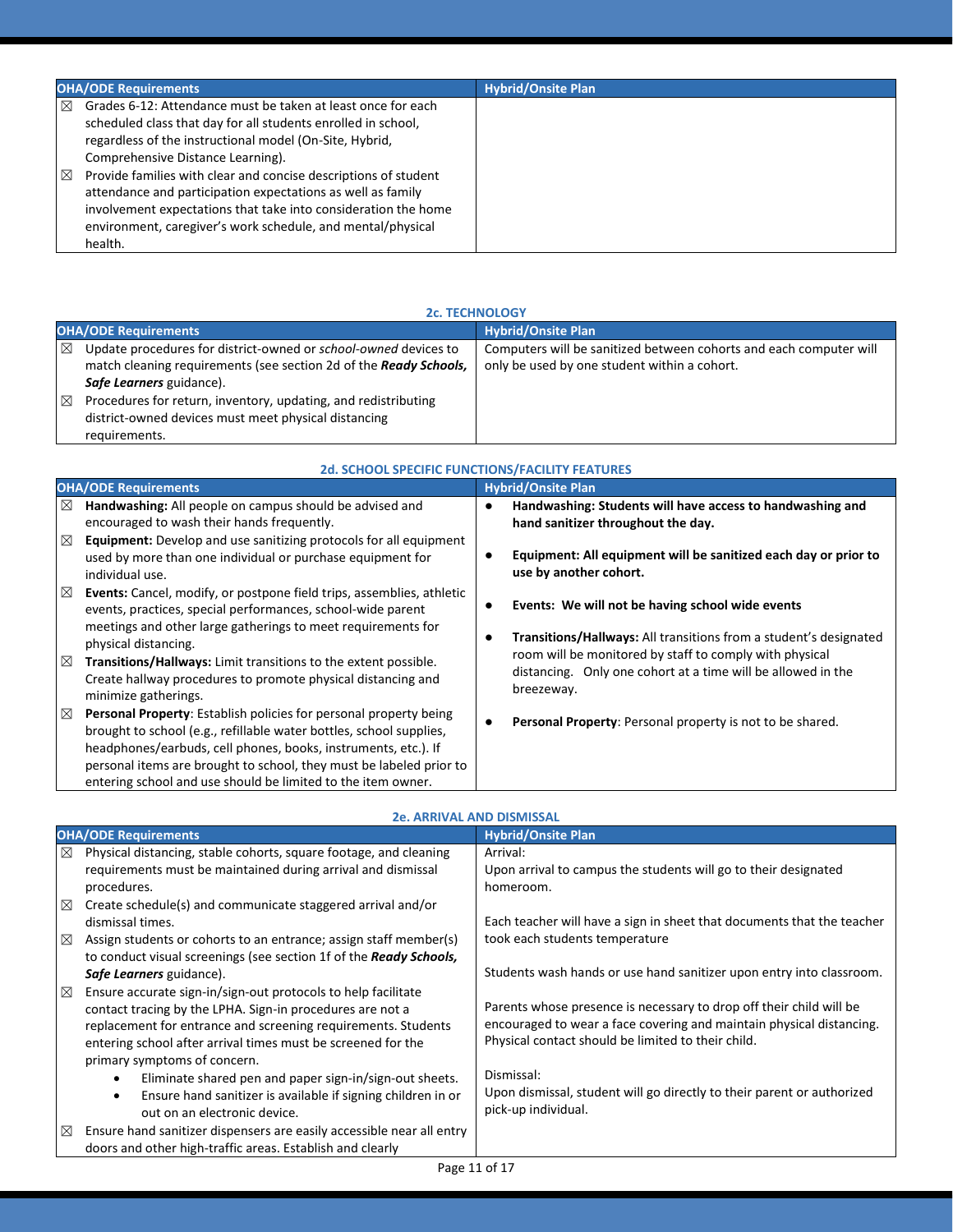| OHA/ODE Requirements | Hybrid/Onsite Plan |
|---|---|
| ☒ Grades 6-12: Attendance must be taken at least once for each scheduled class that day for all students enrolled in school, regardless of the instructional model (On-Site, Hybrid, Comprehensive Distance Learning).<br>☒ Provide families with clear and concise descriptions of student attendance and participation expectations as well as family involvement expectations that take into consideration the home environment, caregiver's work schedule, and mental/physical health. | |

## 2c. TECHNOLOGY

| OHA/ODE Requirements | Hybrid/Onsite Plan |
|---|---|
| ☒ Update procedures for district-owned or *school-owned* devices to match cleaning requirements (see section 2d of the ***Ready Schools, Safe Learners*** guidance).<br>☒ Procedures for return, inventory, updating, and redistributing district-owned devices must meet physical distancing requirements. | Computers will be sanitized between cohorts and each computer will only be used by one student within a cohort. |

## 2d. SCHOOL SPECIFIC FUNCTIONS/FACILITY FEATURES

| OHA/ODE Requirements | Hybrid/Onsite Plan |
|---|---|
| ☒ **Handwashing:** All people on campus should be advised and encouraged to wash their hands frequently.<br>☒ **Equipment:** Develop and use sanitizing protocols for all equipment used by more than one individual or purchase equipment for individual use.<br>☒ **Events:** Cancel, modify, or postpone field trips, assemblies, athletic events, practices, special performances, school-wide parent meetings and other large gatherings to meet requirements for physical distancing.<br>☒ **Transitions/Hallways:** Limit transitions to the extent possible. Create hallway procedures to promote physical distancing and minimize gatherings.<br>☒ **Personal Property**: Establish policies for personal property being brought to school (e.g., refillable water bottles, school supplies, headphones/earbuds, cell phones, books, instruments, etc.). If personal items are brought to school, they must be labeled prior to entering school and use should be limited to the item owner. | • **Handwashing: Students will have access to handwashing and hand sanitizer throughout the day.**<br>• **Equipment: All equipment will be sanitized each day or prior to use by another cohort.**<br>• **Events: We will not be having school wide events**<br>• **Transitions/Hallways:** All transitions from a student's designated room will be monitored by staff to comply with physical distancing. Only one cohort at a time will be allowed in the breezeway.<br>• **Personal Property**: Personal property is not to be shared. |

## 2e. ARRIVAL AND DISMISSAL

| OHA/ODE Requirements | Hybrid/Onsite Plan |
|---|---|
| ☒ Physical distancing, stable cohorts, square footage, and cleaning requirements must be maintained during arrival and dismissal procedures.<br>☒ Create schedule(s) and communicate staggered arrival and/or dismissal times.<br>☒ Assign students or cohorts to an entrance; assign staff member(s) to conduct visual screenings (see section 1f of the ***Ready Schools, Safe Learners*** guidance).<br>☒ Ensure accurate sign-in/sign-out protocols to help facilitate contact tracing by the LPHA. Sign-in procedures are not a replacement for entrance and screening requirements. Students entering school after arrival times must be screened for the primary symptoms of concern.<br>• Eliminate shared pen and paper sign-in/sign-out sheets.<br>• Ensure hand sanitizer is available if signing children in or out on an electronic device.<br>☒ Ensure hand sanitizer dispensers are easily accessible near all entry doors and other high-traffic areas. Establish and clearly | Arrival:<br>Upon arrival to campus the students will go to their designated homeroom.<br><br>Each teacher will have a sign in sheet that documents that the teacher took each students temperature<br><br>Students wash hands or use hand sanitizer upon entry into classroom.<br><br>Parents whose presence is necessary to drop off their child will be encouraged to wear a face covering and maintain physical distancing. Physical contact should be limited to their child.<br><br>Dismissal:<br>Upon dismissal, student will go directly to their parent or authorized pick-up individual. |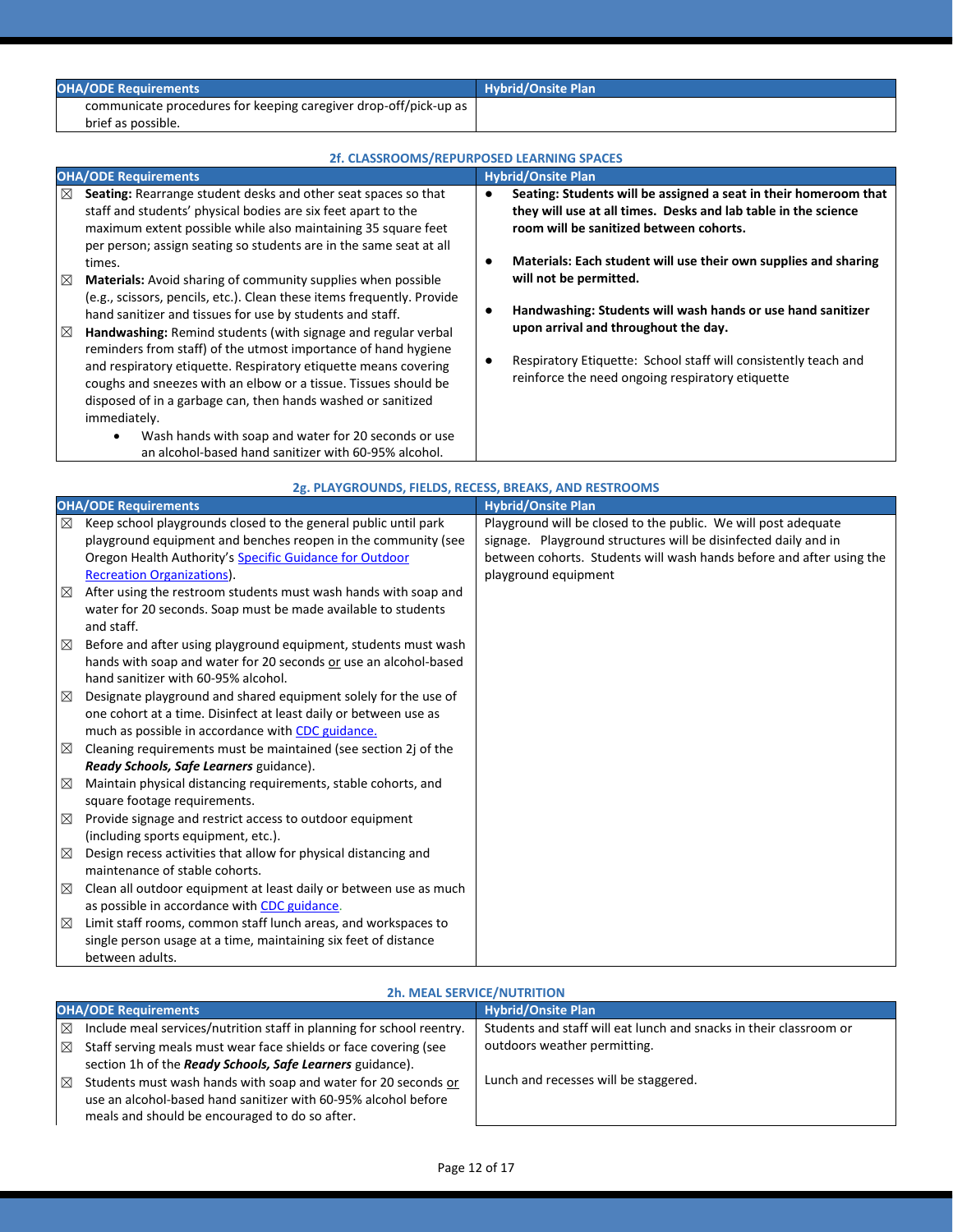| OHA/ODE Requirements | Hybrid/Onsite Plan |
| --- | --- |
| communicate procedures for keeping caregiver drop-off/pick-up as brief as possible. | |

### 2f. CLASSROOMS/REPURPOSED LEARNING SPACES

| OHA/ODE Requirements | Hybrid/Onsite Plan |
| --- | --- |
| ☒ **Seating:** Rearrange student desks and other seat spaces so that staff and students' physical bodies are six feet apart to the maximum extent possible while also maintaining 35 square feet per person; assign seating so students are in the same seat at all times.<br>☒ **Materials:** Avoid sharing of community supplies when possible (e.g., scissors, pencils, etc.). Clean these items frequently. Provide hand sanitizer and tissues for use by students and staff.<br>☒ **Handwashing:** Remind students (with signage and regular verbal reminders from staff) of the utmost importance of hand hygiene and respiratory etiquette. Respiratory etiquette means covering coughs and sneezes with an elbow or a tissue. Tissues should be disposed of in a garbage can, then hands washed or sanitized immediately.<br>• Wash hands with soap and water for 20 seconds or use an alcohol-based hand sanitizer with 60-95% alcohol. | • **Seating: Students will be assigned a seat in their homeroom that they will use at all times. Desks and lab table in the science room will be sanitized between cohorts.**<br>• **Materials: Each student will use their own supplies and sharing will not be permitted.**<br>• **Handwashing: Students will wash hands or use hand sanitizer upon arrival and throughout the day.**<br>• Respiratory Etiquette: School staff will consistently teach and reinforce the need ongoing respiratory etiquette |

### 2g. PLAYGROUNDS, FIELDS, RECESS, BREAKS, AND RESTROOMS

| OHA/ODE Requirements | Hybrid/Onsite Plan |
| --- | --- |
| ☒ Keep school playgrounds closed to the general public until park playground equipment and benches reopen in the community (see Oregon Health Authority's Specific Guidance for Outdoor Recreation Organizations).<br>☒ After using the restroom students must wash hands with soap and water for 20 seconds. Soap must be made available to students and staff.<br>☒ Before and after using playground equipment, students must wash hands with soap and water for 20 seconds or use an alcohol-based hand sanitizer with 60-95% alcohol.<br>☒ Designate playground and shared equipment solely for the use of one cohort at a time. Disinfect at least daily or between use as much as possible in accordance with CDC guidance.<br>☒ Cleaning requirements must be maintained (see section 2j of the ***Ready Schools, Safe Learners*** guidance).<br>☒ Maintain physical distancing requirements, stable cohorts, and square footage requirements.<br>☒ Provide signage and restrict access to outdoor equipment (including sports equipment, etc.).<br>☒ Design recess activities that allow for physical distancing and maintenance of stable cohorts.<br>☒ Clean all outdoor equipment at least daily or between use as much as possible in accordance with CDC guidance.<br>☒ Limit staff rooms, common staff lunch areas, and workspaces to single person usage at a time, maintaining six feet of distance between adults. | Playground will be closed to the public. We will post adequate signage. Playground structures will be disinfected daily and in between cohorts. Students will wash hands before and after using the playground equipment |

### 2h. MEAL SERVICE/NUTRITION

| OHA/ODE Requirements | Hybrid/Onsite Plan |
| --- | --- |
| ☒ Include meal services/nutrition staff in planning for school reentry.<br>☒ Staff serving meals must wear face shields or face covering (see section 1h of the ***Ready Schools, Safe Learners*** guidance).<br>☒ Students must wash hands with soap and water for 20 seconds or use an alcohol-based hand sanitizer with 60-95% alcohol before meals and should be encouraged to do so after. | Students and staff will eat lunch and snacks in their classroom or outdoors weather permitting.<br><br>Lunch and recesses will be staggered. |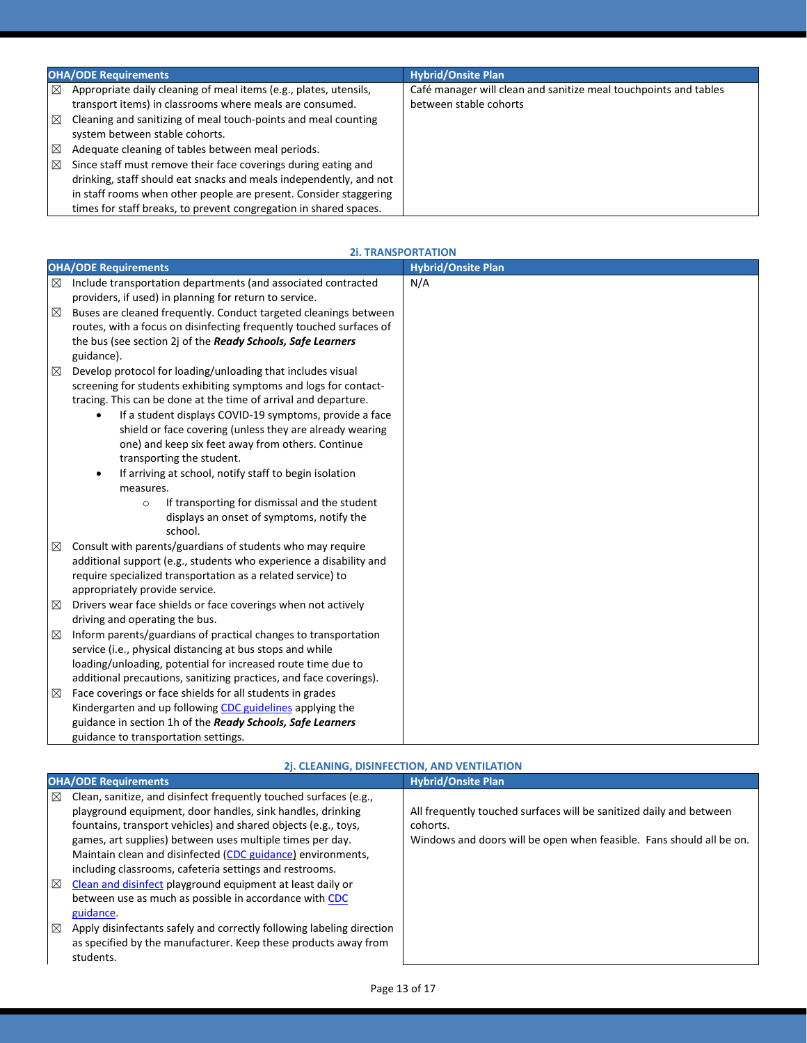| OHA/ODE Requirements | Hybrid/Onsite Plan |
|---|---|
| ☒ Appropriate daily cleaning of meal items (e.g., plates, utensils, transport items) in classrooms where meals are consumed.<br>☒ Cleaning and sanitizing of meal touch-points and meal counting system between stable cohorts.<br>☒ Adequate cleaning of tables between meal periods.<br>☒ Since staff must remove their face coverings during eating and drinking, staff should eat snacks and meals independently, and not in staff rooms when other people are present. Consider staggering times for staff breaks, to prevent congregation in shared spaces. | Café manager will clean and sanitize meal touchpoints and tables between stable cohorts |

## 2i. TRANSPORTATION

| OHA/ODE Requirements | Hybrid/Onsite Plan |
|---|---|
| ☒ Include transportation departments (and associated contracted providers, if used) in planning for return to service.<br>☒ Buses are cleaned frequently. Conduct targeted cleanings between routes, with a focus on disinfecting frequently touched surfaces of the bus (see section 2j of the ***Ready Schools, Safe Learners*** guidance).<br>☒ Develop protocol for loading/unloading that includes visual screening for students exhibiting symptoms and logs for contact-tracing. This can be done at the time of arrival and departure.<br>• If a student displays COVID-19 symptoms, provide a face shield or face covering (unless they are already wearing one) and keep six feet away from others. Continue transporting the student.<br>• If arriving at school, notify staff to begin isolation measures.<br>○ If transporting for dismissal and the student displays an onset of symptoms, notify the school.<br>☒ Consult with parents/guardians of students who may require additional support (e.g., students who experience a disability and require specialized transportation as a related service) to appropriately provide service.<br>☒ Drivers wear face shields or face coverings when not actively driving and operating the bus.<br>☒ Inform parents/guardians of practical changes to transportation service (i.e., physical distancing at bus stops and while loading/unloading, potential for increased route time due to additional precautions, sanitizing practices, and face coverings).<br>☒ Face coverings or face shields for all students in grades Kindergarten and up following CDC guidelines applying the guidance in section 1h of the ***Ready Schools, Safe Learners*** guidance to transportation settings. | N/A |

## 2j. CLEANING, DISINFECTION, AND VENTILATION

| OHA/ODE Requirements | Hybrid/Onsite Plan |
|---|---|
| ☒ Clean, sanitize, and disinfect frequently touched surfaces (e.g., playground equipment, door handles, sink handles, drinking fountains, transport vehicles) and shared objects (e.g., toys, games, art supplies) between uses multiple times per day. Maintain clean and disinfected (CDC guidance) environments, including classrooms, cafeteria settings and restrooms.<br>☒ Clean and disinfect playground equipment at least daily or between use as much as possible in accordance with CDC guidance.<br>☒ Apply disinfectants safely and correctly following labeling direction as specified by the manufacturer. Keep these products away from students. | All frequently touched surfaces will be sanitized daily and between cohorts.<br>Windows and doors will be open when feasible. Fans should all be on. |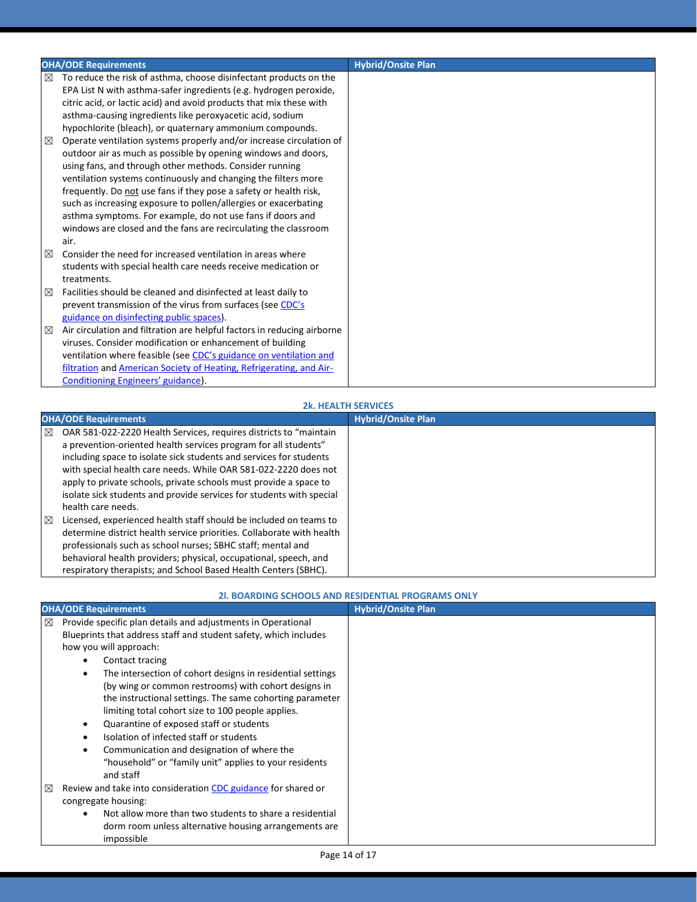| OHA/ODE Requirements | Hybrid/Onsite Plan |
|---|---|
| ☒ To reduce the risk of asthma, choose disinfectant products on the EPA List N with asthma-safer ingredients (e.g. hydrogen peroxide, citric acid, or lactic acid) and avoid products that mix these with asthma-causing ingredients like peroxyacetic acid, sodium hypochlorite (bleach), or quaternary ammonium compounds.<br>☒ Operate ventilation systems properly and/or increase circulation of outdoor air as much as possible by opening windows and doors, using fans, and through other methods. Consider running ventilation systems continuously and changing the filters more frequently. Do not use fans if they pose a safety or health risk, such as increasing exposure to pollen/allergies or exacerbating asthma symptoms. For example, do not use fans if doors and windows are closed and the fans are recirculating the classroom air.<br>☒ Consider the need for increased ventilation in areas where students with special health care needs receive medication or treatments.<br>☒ Facilities should be cleaned and disinfected at least daily to prevent transmission of the virus from surfaces (see CDC's guidance on disinfecting public spaces).<br>☒ Air circulation and filtration are helpful factors in reducing airborne viruses. Consider modification or enhancement of building ventilation where feasible (see CDC's guidance on ventilation and filtration and American Society of Heating, Refrigerating, and Air-Conditioning Engineers' guidance). | |

## 2k. HEALTH SERVICES

| OHA/ODE Requirements | Hybrid/Onsite Plan |
|---|---|
| ☒ OAR 581-022-2220 Health Services, requires districts to "maintain a prevention-oriented health services program for all students" including space to isolate sick students and services for students with special health care needs. While OAR 581-022-2220 does not apply to private schools, private schools must provide a space to isolate sick students and provide services for students with special health care needs.<br>☒ Licensed, experienced health staff should be included on teams to determine district health service priorities. Collaborate with health professionals such as school nurses; SBHC staff; mental and behavioral health providers; physical, occupational, speech, and respiratory therapists; and School Based Health Centers (SBHC). | |

## 2l. BOARDING SCHOOLS AND RESIDENTIAL PROGRAMS ONLY

| OHA/ODE Requirements | Hybrid/Onsite Plan |
|---|---|
| ☒ Provide specific plan details and adjustments in Operational Blueprints that address staff and student safety, which includes how you will approach:<br>• Contact tracing<br>• The intersection of cohort designs in residential settings (by wing or common restrooms) with cohort designs in the instructional settings. The same cohorting parameter limiting total cohort size to 100 people applies.<br>• Quarantine of exposed staff or students<br>• Isolation of infected staff or students<br>• Communication and designation of where the "household" or "family unit" applies to your residents and staff<br>☒ Review and take into consideration CDC guidance for shared or congregate housing:<br>• Not allow more than two students to share a residential dorm room unless alternative housing arrangements are impossible | |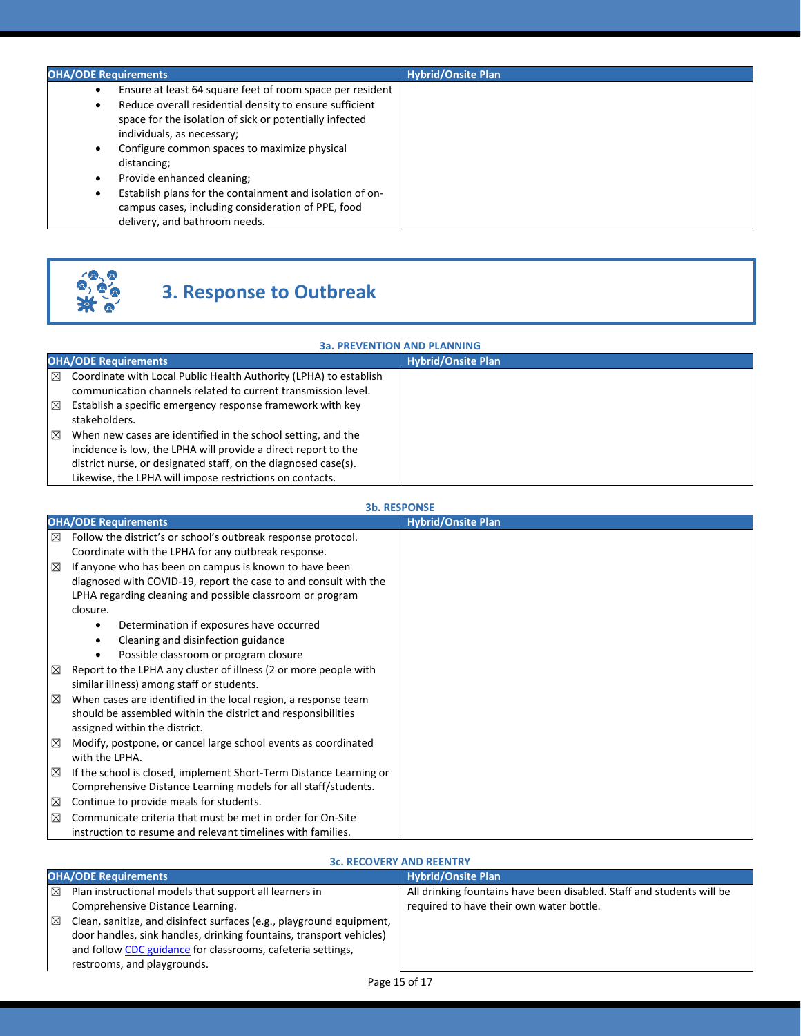| OHA/ODE Requirements | Hybrid/Onsite Plan |
|---|---|
| • Ensure at least 64 square feet of room space per resident<br>• Reduce overall residential density to ensure sufficient space for the isolation of sick or potentially infected individuals, as necessary;<br>• Configure common spaces to maximize physical distancing;<br>• Provide enhanced cleaning;<br>• Establish plans for the containment and isolation of on-campus cases, including consideration of PPE, food delivery, and bathroom needs. | |

## 3. Response to Outbreak

### 3a. PREVENTION AND PLANNING

| OHA/ODE Requirements | Hybrid/Onsite Plan |
|---|---|
| ☒ Coordinate with Local Public Health Authority (LPHA) to establish communication channels related to current transmission level.<br>☒ Establish a specific emergency response framework with key stakeholders.<br>☒ When new cases are identified in the school setting, and the incidence is low, the LPHA will provide a direct report to the district nurse, or designated staff, on the diagnosed case(s). Likewise, the LPHA will impose restrictions on contacts. | |

### 3b. RESPONSE

| OHA/ODE Requirements | Hybrid/Onsite Plan |
|---|---|
| ☒ Follow the district's or school's outbreak response protocol. Coordinate with the LPHA for any outbreak response.<br>☒ If anyone who has been on campus is known to have been diagnosed with COVID-19, report the case to and consult with the LPHA regarding cleaning and possible classroom or program closure.<br>• Determination if exposures have occurred<br>• Cleaning and disinfection guidance<br>• Possible classroom or program closure<br>☒ Report to the LPHA any cluster of illness (2 or more people with similar illness) among staff or students.<br>☒ When cases are identified in the local region, a response team should be assembled within the district and responsibilities assigned within the district.<br>☒ Modify, postpone, or cancel large school events as coordinated with the LPHA.<br>☒ If the school is closed, implement Short-Term Distance Learning or Comprehensive Distance Learning models for all staff/students.<br>☒ Continue to provide meals for students.<br>☒ Communicate criteria that must be met in order for On-Site instruction to resume and relevant timelines with families. | |

### 3c. RECOVERY AND REENTRY

| OHA/ODE Requirements | Hybrid/Onsite Plan |
|---|---|
| ☒ Plan instructional models that support all learners in Comprehensive Distance Learning.<br>☒ Clean, sanitize, and disinfect surfaces (e.g., playground equipment, door handles, sink handles, drinking fountains, transport vehicles) and follow CDC guidance for classrooms, cafeteria settings, restrooms, and playgrounds. | All drinking fountains have been disabled. Staff and students will be required to have their own water bottle. |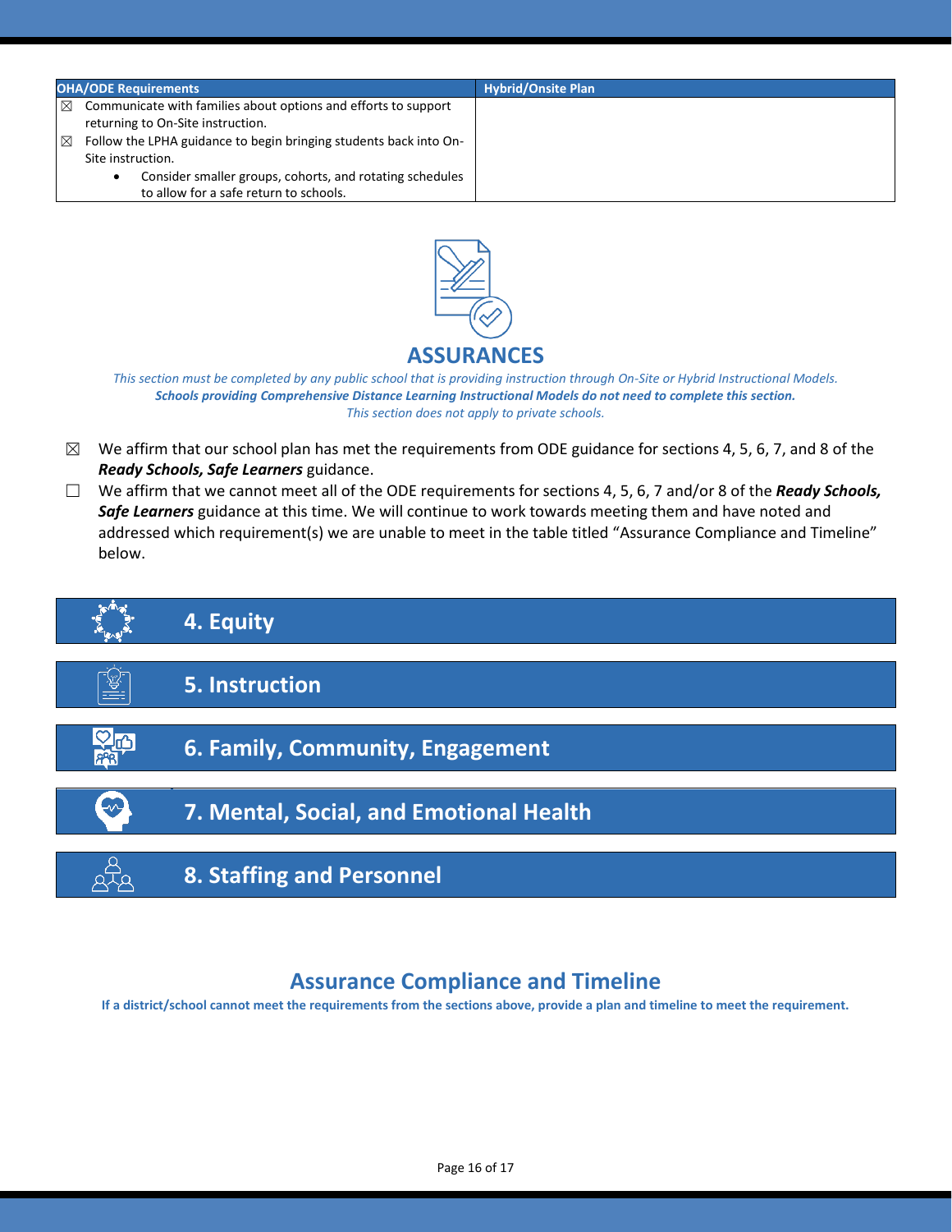| OHA/ODE Requirements | Hybrid/Onsite Plan |
|---|---|
| ☒ Communicate with families about options and efforts to support returning to On-Site instruction.<br>☒ Follow the LPHA guidance to begin bringing students back into On-Site instruction.<br>• Consider smaller groups, cohorts, and rotating schedules to allow for a safe return to schools. | |

# ASSURANCES

*This section must be completed by any public school that is providing instruction through On-Site or Hybrid Instructional Models.*
***Schools providing Comprehensive Distance Learning Instructional Models do not need to complete this section.***
*This section does not apply to private schools.*

☒ We affirm that our school plan has met the requirements from ODE guidance for sections 4, 5, 6, 7, and 8 of the ***Ready Schools, Safe Learners*** guidance.

☐ We affirm that we cannot meet all of the ODE requirements for sections 4, 5, 6, 7 and/or 8 of the ***Ready Schools, Safe Learners*** guidance at this time. We will continue to work towards meeting them and have noted and addressed which requirement(s) we are unable to meet in the table titled "Assurance Compliance and Timeline" below.

## 4. Equity

## 5. Instruction

## 6. Family, Community, Engagement

## 7. Mental, Social, and Emotional Health

## 8. Staffing and Personnel

## Assurance Compliance and Timeline

**If a district/school cannot meet the requirements from the sections above, provide a plan and timeline to meet the requirement.**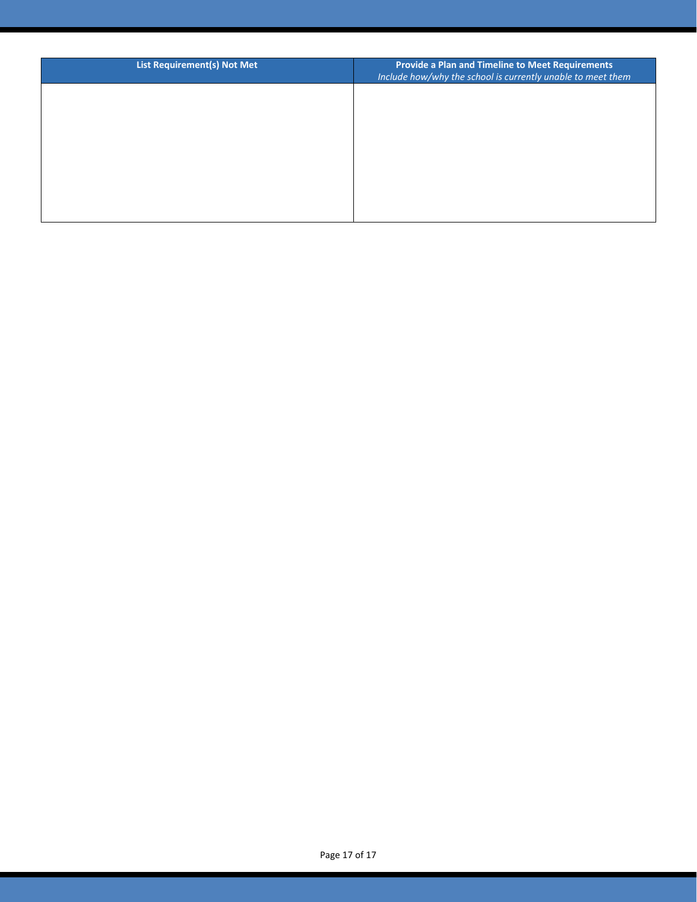| List Requirement(s) Not Met | Provide a Plan and Timeline to Meet Requirements *Include how/why the school is currently unable to meet them* |
|---|---|
| | |